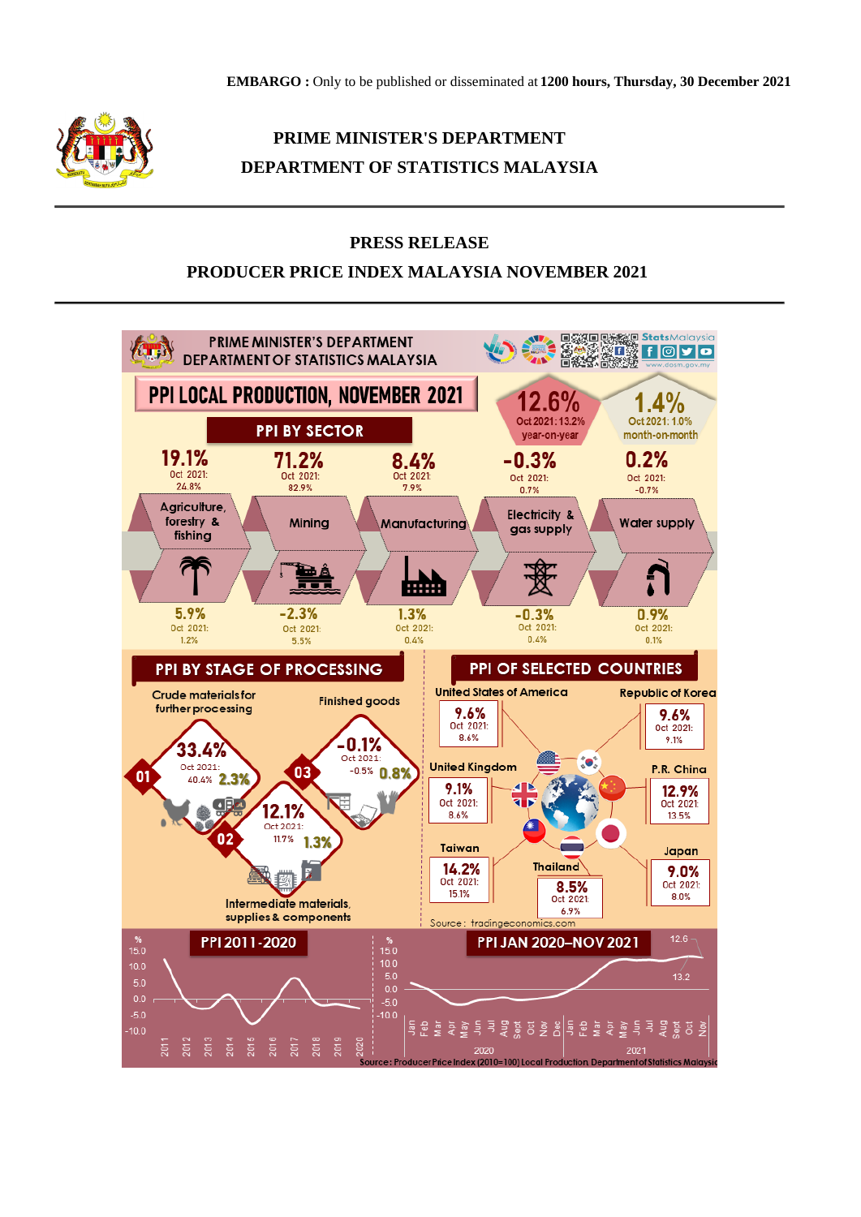**EMBARGO :** Only to be published or disseminated at **1200 hours, Thursday, 30 December 2021**

# PRIME MINISTER'S DEPARTMENT
# DEPARTMENT OF STATISTICS MALAYSIA

## PRESS RELEASE
## PRODUCER PRICE INDEX MALAYSIA NOVEMBER 2021

PRIME MINISTER'S DEPARTMENT
DEPARTMENT OF STATISTICS MALAYSIA

StatsMalaysia
www.dosm.gov.my

### PPI LOCAL PRODUCTION, NOVEMBER 2021

**12.6%** (Oct 2021: 13.2%) year-on-year

**1.4%** (Oct 2021: 1.0%) month-on-month

### PPI BY SECTOR

| Sector | Year-on-year | Oct 2021 | Month-on-month | Oct 2021 |
|---|---|---|---|---|
| Agriculture, forestry & fishing | 19.1% | 24.8% | 5.9% | 1.2% |
| Mining | 71.2% | 82.9% | -2.3% | 5.5% |
| Manufacturing | 8.4% | 7.9% | 1.3% | 0.4% |
| Electricity & gas supply | -0.3% | 0.7% | -0.3% | 0.4% |
| Water supply | 0.2% | -0.7% | 0.9% | 0.1% |

### PPI BY STAGE OF PROCESSING

| Stage | Year-on-year | Oct 2021 | Month-on-month |
|---|---|---|---|
| 01 Crude materials for further processing | 33.4% | 40.4% | 2.3% |
| 02 Intermediate materials, supplies & components | 12.1% | 11.7% | 1.3% |
| 03 Finished goods | -0.1% | -0.5% | 0.8% |

### PPI OF SELECTED COUNTRIES

| Country | Nov 2021 | Oct 2021 |
|---|---|---|
| United States of America | 9.6% | 8.6% |
| Republic of Korea | 9.6% | 9.1% |
| United Kingdom | 9.1% | 8.6% |
| P.R. China | 12.9% | 13.5% |
| Taiwan | 14.2% | 15.1% |
| Thailand | 8.5% | 6.9% |
| Japan | 9.0% | 8.0% |

Source : tradingeconomics.com

### PPI 2011-2020

### PPI JAN 2020–NOV 2021

Source: Producer Price Index (2010=100) Local Production, Department of Statistics Malaysia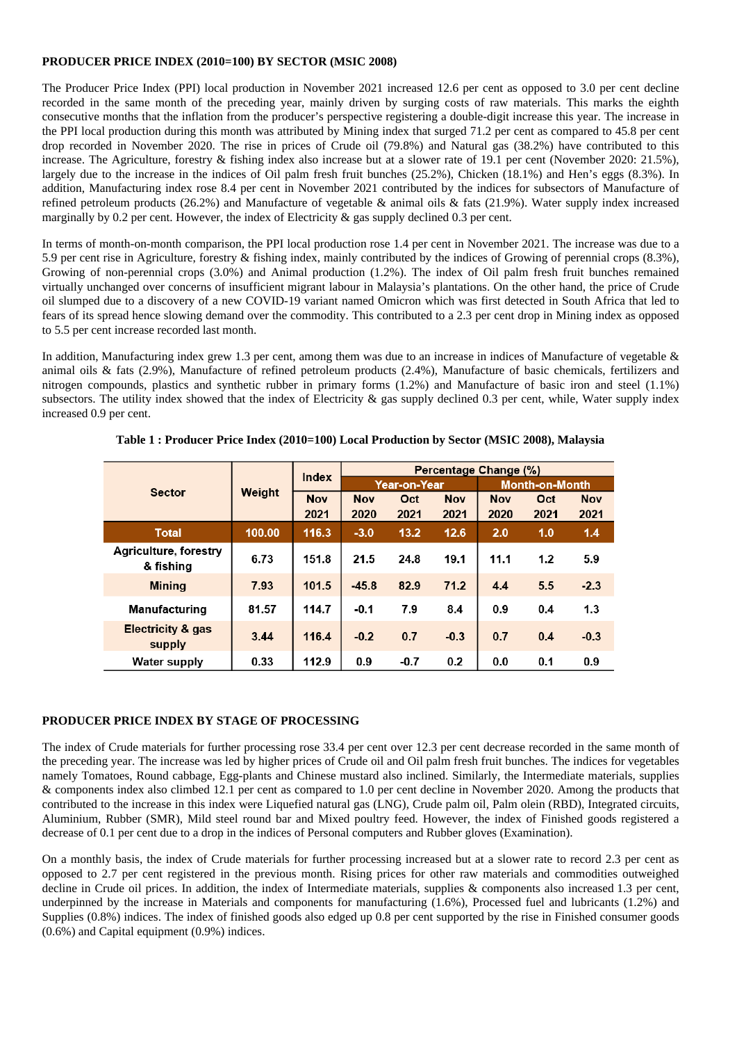**PRODUCER PRICE INDEX (2010=100) BY SECTOR (MSIC 2008)**

The Producer Price Index (PPI) local production in November 2021 increased 12.6 per cent as opposed to 3.0 per cent decline recorded in the same month of the preceding year, mainly driven by surging costs of raw materials. This marks the eighth consecutive months that the inflation from the producer's perspective registering a double-digit increase this year. The increase in the PPI local production during this month was attributed by Mining index that surged 71.2 per cent as compared to 45.8 per cent drop recorded in November 2020. The rise in prices of Crude oil (79.8%) and Natural gas (38.2%) have contributed to this increase. The Agriculture, forestry & fishing index also increase but at a slower rate of 19.1 per cent (November 2020: 21.5%), largely due to the increase in the indices of Oil palm fresh fruit bunches (25.2%), Chicken (18.1%) and Hen's eggs (8.3%). In addition, Manufacturing index rose 8.4 per cent in November 2021 contributed by the indices for subsectors of Manufacture of refined petroleum products (26.2%) and Manufacture of vegetable & animal oils & fats (21.9%). Water supply index increased marginally by 0.2 per cent. However, the index of Electricity & gas supply declined 0.3 per cent.

In terms of month-on-month comparison, the PPI local production rose 1.4 per cent in November 2021. The increase was due to a 5.9 per cent rise in Agriculture, forestry & fishing index, mainly contributed by the indices of Growing of perennial crops (8.3%), Growing of non-perennial crops (3.0%) and Animal production (1.2%). The index of Oil palm fresh fruit bunches remained virtually unchanged over concerns of insufficient migrant labour in Malaysia's plantations. On the other hand, the price of Crude oil slumped due to a discovery of a new COVID-19 variant named Omicron which was first detected in South Africa that led to fears of its spread hence slowing demand over the commodity. This contributed to a 2.3 per cent drop in Mining index as opposed to 5.5 per cent increase recorded last month.

In addition, Manufacturing index grew 1.3 per cent, among them was due to an increase in indices of Manufacture of vegetable & animal oils & fats (2.9%), Manufacture of refined petroleum products (2.4%), Manufacture of basic chemicals, fertilizers and nitrogen compounds, plastics and synthetic rubber in primary forms (1.2%) and Manufacture of basic iron and steel (1.1%) subsectors. The utility index showed that the index of Electricity & gas supply declined 0.3 per cent, while, Water supply index increased 0.9 per cent.

**Table 1 : Producer Price Index (2010=100) Local Production by Sector (MSIC 2008), Malaysia**

| Sector | Weight | Index | Percentage Change (%) | | | | | |
|---|---|---|---|---|---|---|---|---|
| | | | Year-on-Year | | | Month-on-Month | | |
| | | Nov 2021 | Nov 2020 | Oct 2021 | Nov 2021 | Nov 2020 | Oct 2021 | Nov 2021 |
| **Total** | **100.00** | **116.3** | **-3.0** | **13.2** | **12.6** | **2.0** | **1.0** | **1.4** |
| Agriculture, forestry & fishing | 6.73 | 151.8 | 21.5 | 24.8 | 19.1 | 11.1 | 1.2 | 5.9 |
| Mining | 7.93 | 101.5 | -45.8 | 82.9 | 71.2 | 4.4 | 5.5 | -2.3 |
| Manufacturing | 81.57 | 114.7 | -0.1 | 7.9 | 8.4 | 0.9 | 0.4 | 1.3 |
| Electricity & gas supply | 3.44 | 116.4 | -0.2 | 0.7 | -0.3 | 0.7 | 0.4 | -0.3 |
| Water supply | 0.33 | 112.9 | 0.9 | -0.7 | 0.2 | 0.0 | 0.1 | 0.9 |

**PRODUCER PRICE INDEX BY STAGE OF PROCESSING**

The index of Crude materials for further processing rose 33.4 per cent over 12.3 per cent decrease recorded in the same month of the preceding year. The increase was led by higher prices of Crude oil and Oil palm fresh fruit bunches. The indices for vegetables namely Tomatoes, Round cabbage, Egg-plants and Chinese mustard also inclined. Similarly, the Intermediate materials, supplies & components index also climbed 12.1 per cent as compared to 1.0 per cent decline in November 2020. Among the products that contributed to the increase in this index were Liquefied natural gas (LNG), Crude palm oil, Palm olein (RBD), Integrated circuits, Aluminium, Rubber (SMR), Mild steel round bar and Mixed poultry feed. However, the index of Finished goods registered a decrease of 0.1 per cent due to a drop in the indices of Personal computers and Rubber gloves (Examination).

On a monthly basis, the index of Crude materials for further processing increased but at a slower rate to record 2.3 per cent as opposed to 2.7 per cent registered in the previous month. Rising prices for other raw materials and commodities outweighed decline in Crude oil prices. In addition, the index of Intermediate materials, supplies & components also increased 1.3 per cent, underpinned by the increase in Materials and components for manufacturing (1.6%), Processed fuel and lubricants (1.2%) and Supplies (0.8%) indices. The index of finished goods also edged up 0.8 per cent supported by the rise in Finished consumer goods (0.6%) and Capital equipment (0.9%) indices.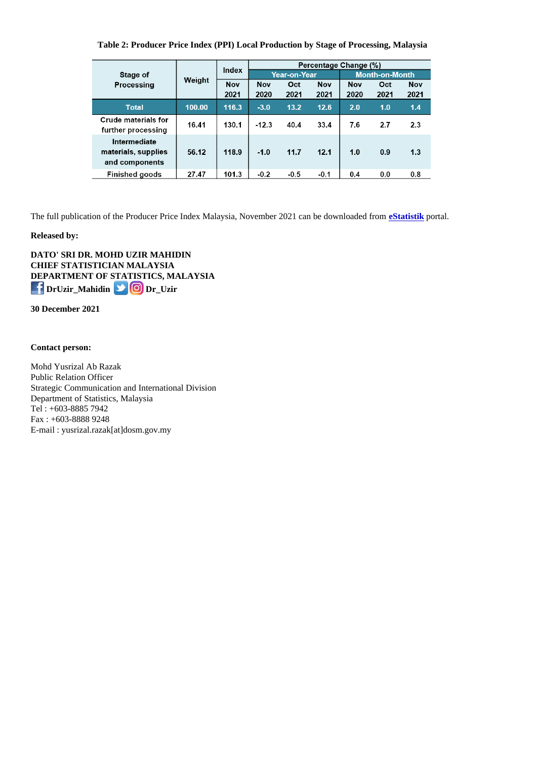**Table 2: Producer Price Index (PPI) Local Production by Stage of Processing, Malaysia**

| Stage of Processing | Weight | Index | Percentage Change (%) | | | | | |
|---|---|---|---|---|---|---|---|---|
| | | | Year-on-Year | | | Month-on-Month | | |
| | | Nov 2021 | Nov 2020 | Oct 2021 | Nov 2021 | Nov 2020 | Oct 2021 | Nov 2021 |
| **Total** | **100.00** | **116.3** | **-3.0** | **13.2** | **12.6** | **2.0** | **1.0** | **1.4** |
| Crude materials for further processing | 16.41 | 130.1 | -12.3 | 40.4 | 33.4 | 7.6 | 2.7 | 2.3 |
| Intermediate materials, supplies and components | 56.12 | 118.9 | -1.0 | 11.7 | 12.1 | 1.0 | 0.9 | 1.3 |
| Finished goods | 27.47 | 101.3 | -0.2 | -0.5 | -0.1 | 0.4 | 0.0 | 0.8 |

The full publication of the Producer Price Index Malaysia, November 2021 can be downloaded from **eStatistik** portal.

**Released by:**

**DATO' SRI DR. MOHD UZIR MAHIDIN**
**CHIEF STATISTICIAN MALAYSIA**
**DEPARTMENT OF STATISTICS, MALAYSIA**
**DrUzir_Mahidin** **Dr_Uzir**

**30 December 2021**

**Contact person:**

Mohd Yusrizal Ab Razak
Public Relation Officer
Strategic Communication and International Division
Department of Statistics, Malaysia
Tel : +603-8885 7942
Fax : +603-8888 9248
E-mail : yusrizal.razak[at]dosm.gov.my